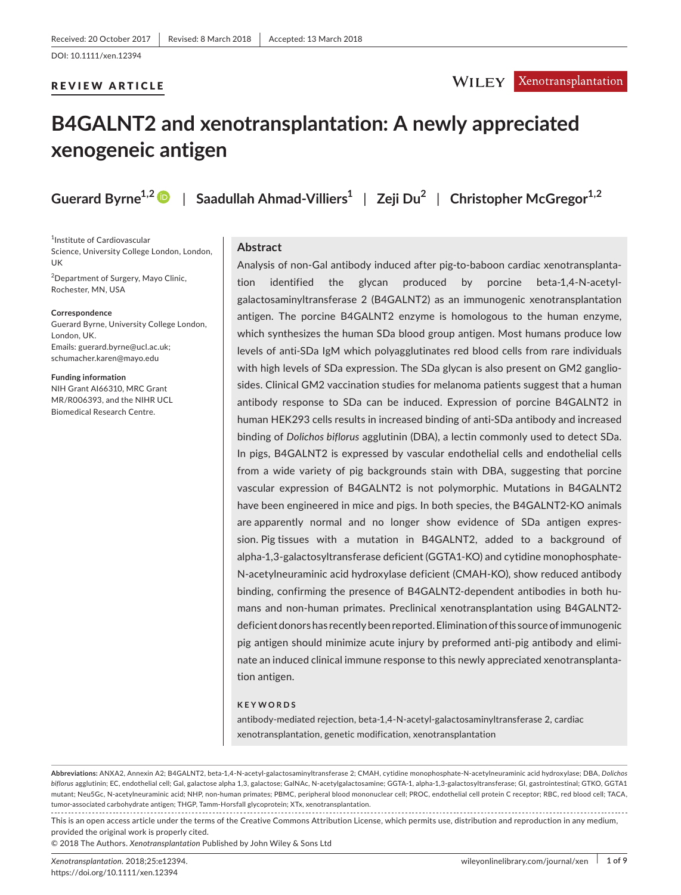Received: 20 October 2017 | Revised: 8 March 2018 | Accepted: 13 March 2018

DOI: 10.1111/xen.12394

**REVIEW ARTICLE**

# B4GALNT2 and xenotransplantation: A newly appreciated xenogeneic antigen

**Guerard Byrne**[1,2] | **Saadullah Ahmad-Villiers**[1] | **Zeji Du**[2] | **Christopher McGregor**[1,2]

[1]Institute of Cardiovascular Science, University College London, London, UK

[2]Department of Surgery, Mayo Clinic, Rochester, MN, USA

**Correspondence**
Guerard Byrne, University College London, London, UK.
Emails: guerard.byrne@ucl.ac.uk; schumacher.karen@mayo.edu

**Funding information**
NIH Grant AI66310, MRC Grant MR/R006393, and the NIHR UCL Biomedical Research Centre.

## Abstract

Analysis of non-Gal antibody induced after pig-to-baboon cardiac xenotransplantation identified the glycan produced by porcine beta-1,4-N-acetyl-galactosaminyltransferase 2 (B4GALNT2) as an immunogenic xenotransplantation antigen. The porcine B4GALNT2 enzyme is homologous to the human enzyme, which synthesizes the human SDa blood group antigen. Most humans produce low levels of anti-SDa IgM which polyagglutinates red blood cells from rare individuals with high levels of SDa expression. The SDa glycan is also present on GM2 gangliosides. Clinical GM2 vaccination studies for melanoma patients suggest that a human antibody response to SDa can be induced. Expression of porcine B4GALNT2 in human HEK293 cells results in increased binding of anti-SDa antibody and increased binding of *Dolichos biflorus* agglutinin (DBA), a lectin commonly used to detect SDa. In pigs, B4GALNT2 is expressed by vascular endothelial cells and endothelial cells from a wide variety of pig backgrounds stain with DBA, suggesting that porcine vascular expression of B4GALNT2 is not polymorphic. Mutations in B4GALNT2 have been engineered in mice and pigs. In both species, the B4GALNT2-KO animals are apparently normal and no longer show evidence of SDa antigen expression. Pig tissues with a mutation in B4GALNT2, added to a background of alpha-1,3-galactosyltransferase deficient (GGTA1-KO) and cytidine monophosphate-N-acetylneuraminic acid hydroxylase deficient (CMAH-KO), show reduced antibody binding, confirming the presence of B4GALNT2-dependent antibodies in both humans and non-human primates. Preclinical xenotransplantation using B4GALNT2-deficient donors has recently been reported. Elimination of this source of immunogenic pig antigen should minimize acute injury by preformed anti-pig antibody and eliminate an induced clinical immune response to this newly appreciated xenotransplantation antigen.

**KEYWORDS**

antibody-mediated rejection, beta-1,4-N-acetyl-galactosaminyltransferase 2, cardiac xenotransplantation, genetic modification, xenotransplantation

**Abbreviations:** ANXA2, Annexin A2; B4GALNT2, beta-1,4-N-acetyl-galactosaminyltransferase 2; CMAH, cytidine monophosphate-N-acetylneuraminic acid hydroxylase; DBA, *Dolichos biflorus* agglutinin; EC, endothelial cell; Gal, galactose alpha 1,3, galactose; GalNAc, N-acetylgalactosamine; GGTA-1, alpha-1,3-galactosyltransferase; GI, gastrointestinal; GTKO, GGTA1 mutant; Neu5Gc, N-acetylneuraminic acid; NHP, non-human primates; PBMC, peripheral blood mononuclear cell; PROC, endothelial cell protein C receptor; RBC, red blood cell; TACA, tumor-associated carbohydrate antigen; THGP, Tamm-Horsfall glycoprotein; XTx, xenotransplantation.

This is an open access article under the terms of the Creative Commons Attribution License, which permits use, distribution and reproduction in any medium, provided the original work is properly cited.
© 2018 The Authors. *Xenotransplantation* Published by John Wiley & Sons Ltd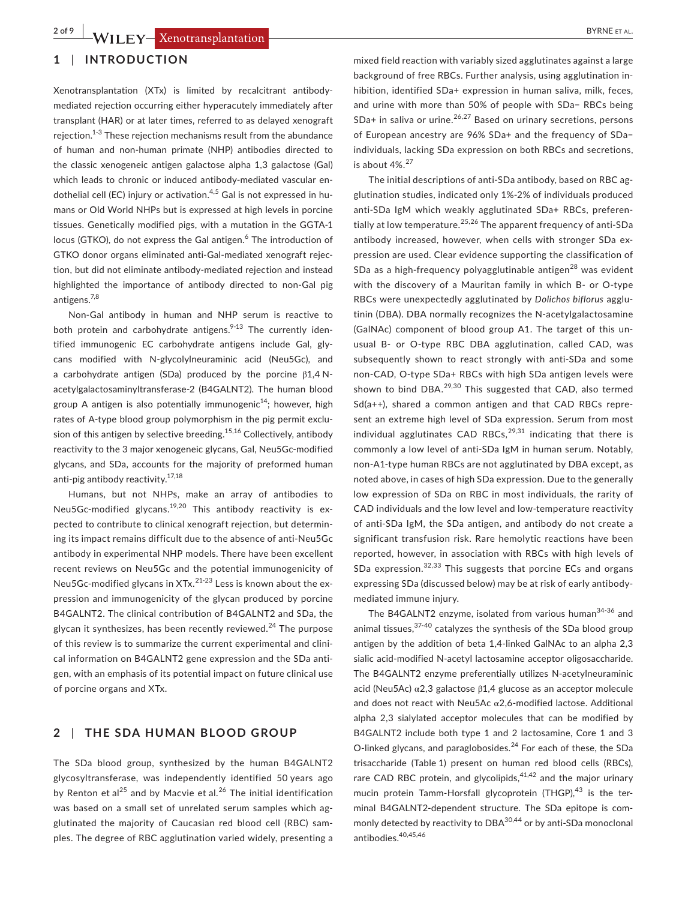## 1 | INTRODUCTION

Xenotransplantation (XTx) is limited by recalcitrant antibody-mediated rejection occurring either hyperacutely immediately after transplant (HAR) or at later times, referred to as delayed xenograft rejection.[1-3] These rejection mechanisms result from the abundance of human and non-human primate (NHP) antibodies directed to the classic xenogeneic antigen galactose alpha 1,3 galactose (Gal) which leads to chronic or induced antibody-mediated vascular endothelial cell (EC) injury or activation.[4,5] Gal is not expressed in humans or Old World NHPs but is expressed at high levels in porcine tissues. Genetically modified pigs, with a mutation in the GGTA-1 locus (GTKO), do not express the Gal antigen.[6] The introduction of GTKO donor organs eliminated anti-Gal-mediated xenograft rejection, but did not eliminate antibody-mediated rejection and instead highlighted the importance of antibody directed to non-Gal pig antigens.[7,8]

Non-Gal antibody in human and NHP serum is reactive to both protein and carbohydrate antigens.[9-13] The currently identified immunogenic EC carbohydrate antigens include Gal, glycans modified with N-glycolylneuraminic acid (Neu5Gc), and a carbohydrate antigen (SDa) produced by the porcine β1,4 N-acetylgalactosaminyltransferase-2 (B4GALNT2). The human blood group A antigen is also potentially immunogenic[14]; however, high rates of A-type blood group polymorphism in the pig permit exclusion of this antigen by selective breeding.[15,16] Collectively, antibody reactivity to the 3 major xenogeneic glycans, Gal, Neu5Gc-modified glycans, and SDa, accounts for the majority of preformed human anti-pig antibody reactivity.[17,18]

Humans, but not NHPs, make an array of antibodies to Neu5Gc-modified glycans.[19,20] This antibody reactivity is expected to contribute to clinical xenograft rejection, but determining its impact remains difficult due to the absence of anti-Neu5Gc antibody in experimental NHP models. There have been excellent recent reviews on Neu5Gc and the potential immunogenicity of Neu5Gc-modified glycans in XTx.[21-23] Less is known about the expression and immunogenicity of the glycan produced by porcine B4GALNT2. The clinical contribution of B4GALNT2 and SDa, the glycan it synthesizes, has been recently reviewed.[24] The purpose of this review is to summarize the current experimental and clinical information on B4GALNT2 gene expression and the SDa antigen, with an emphasis of its potential impact on future clinical use of porcine organs and XTx.

## 2 | THE SDA HUMAN BLOOD GROUP

The SDa blood group, synthesized by the human B4GALNT2 glycosyltransferase, was independently identified 50 years ago by Renton et al[25] and by Macvie et al.[26] The initial identification was based on a small set of unrelated serum samples which agglutinated the majority of Caucasian red blood cell (RBC) samples. The degree of RBC agglutination varied widely, presenting a mixed field reaction with variably sized agglutinates against a large background of free RBCs. Further analysis, using agglutination inhibition, identified SDa+ expression in human saliva, milk, feces, and urine with more than 50% of people with SDa− RBCs being SDa+ in saliva or urine.[26,27] Based on urinary secretions, persons of European ancestry are 96% SDa+ and the frequency of SDa− individuals, lacking SDa expression on both RBCs and secretions, is about 4%.[27]

The initial descriptions of anti-SDa antibody, based on RBC agglutination studies, indicated only 1%-2% of individuals produced anti-SDa IgM which weakly agglutinated SDa+ RBCs, preferentially at low temperature.[25,26] The apparent frequency of anti-SDa antibody increased, however, when cells with stronger SDa expression are used. Clear evidence supporting the classification of SDa as a high-frequency polyagglutinable antigen[28] was evident with the discovery of a Mauritan family in which B- or O-type RBCs were unexpectedly agglutinated by *Dolichos biflorus* agglutinin (DBA). DBA normally recognizes the N-acetylgalactosamine (GalNAc) component of blood group A1. The target of this unusual B- or O-type RBC DBA agglutination, called CAD, was subsequently shown to react strongly with anti-SDa and some non-CAD, O-type SDa+ RBCs with high SDa antigen levels were shown to bind DBA.[29,30] This suggested that CAD, also termed Sd(a++), shared a common antigen and that CAD RBCs represent an extreme high level of SDa expression. Serum from most individual agglutinates CAD RBCs,[29,31] indicating that there is commonly a low level of anti-SDa IgM in human serum. Notably, non-A1-type human RBCs are not agglutinated by DBA except, as noted above, in cases of high SDa expression. Due to the generally low expression of SDa on RBC in most individuals, the rarity of CAD individuals and the low level and low-temperature reactivity of anti-SDa IgM, the SDa antigen, and antibody do not create a significant transfusion risk. Rare hemolytic reactions have been reported, however, in association with RBCs with high levels of SDa expression.[32,33] This suggests that porcine ECs and organs expressing SDa (discussed below) may be at risk of early antibody-mediated immune injury.

The B4GALNT2 enzyme, isolated from various human[34-36] and animal tissues,[37-40] catalyzes the synthesis of the SDa blood group antigen by the addition of beta 1,4-linked GalNAc to an alpha 2,3 sialic acid-modified N-acetyl lactosamine acceptor oligosaccharide. The B4GALNT2 enzyme preferentially utilizes N-acetylneuraminic acid (Neu5Ac) α2,3 galactose β1,4 glucose as an acceptor molecule and does not react with Neu5Ac α2,6-modified lactose. Additional alpha 2,3 sialylated acceptor molecules that can be modified by B4GALNT2 include both type 1 and 2 lactosamine, Core 1 and 3 O-linked glycans, and paraglobosides.[24] For each of these, the SDa trisaccharide (Table 1) present on human red blood cells (RBCs), rare CAD RBC protein, and glycolipids,[41,42] and the major urinary mucin protein Tamm-Horsfall glycoprotein (THGP),[43] is the terminal B4GALNT2-dependent structure. The SDa epitope is commonly detected by reactivity to DBA[30,44] or by anti-SDa monoclonal antibodies.[40,45,46]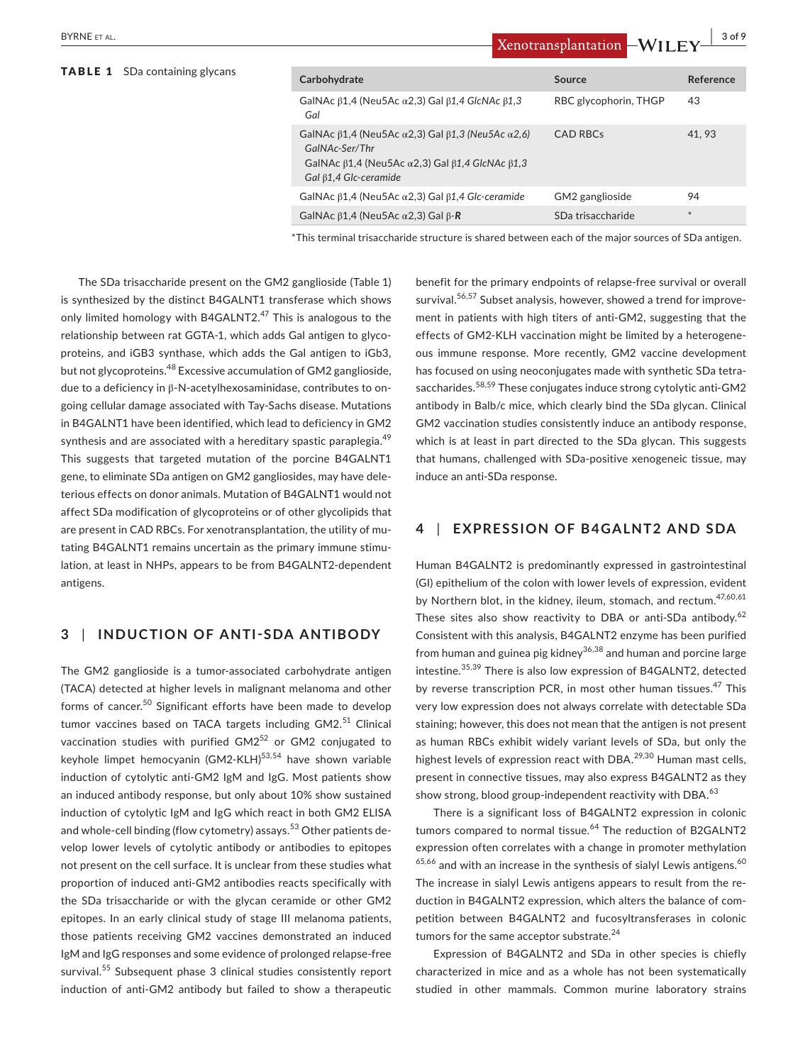**TABLE 1** SDa containing glycans

| Carbohydrate | Source | Reference |
|---|---|---|
| GalNAc β1,4 (Neu5Ac α2,3) Gal *β1,4 GlcNAc β1,3 Gal* | RBC glycophorin, THGP | 43 |
| GalNAc β1,4 (Neu5Ac α2,3) Gal *β1,3 (Neu5Ac α2,6) GalNAc-Ser/Thr*<br>GalNAc β1,4 (Neu5Ac α2,3) Gal *β1,4 GlcNAc β1,3 Gal β1,4 Glc-ceramide* | CAD RBCs | 41, 93 |
| GalNAc β1,4 (Neu5Ac α2,3) Gal *β1,4 Glc-ceramide* | GM2 ganglioside | 94 |
| GalNAc β1,4 (Neu5Ac α2,3) Gal β-***R*** | SDa trisaccharide | * |

*This terminal trisaccharide structure is shared between each of the major sources of SDa antigen.

The SDa trisaccharide present on the GM2 ganglioside (Table 1) is synthesized by the distinct B4GALNT1 transferase which shows only limited homology with B4GALNT2.[47] This is analogous to the relationship between rat GGTA-1, which adds Gal antigen to glycoproteins, and iGB3 synthase, which adds the Gal antigen to iGb3, but not glycoproteins.[48] Excessive accumulation of GM2 ganglioside, due to a deficiency in β-N-acetylhexosaminidase, contributes to ongoing cellular damage associated with Tay-Sachs disease. Mutations in B4GALNT1 have been identified, which lead to deficiency in GM2 synthesis and are associated with a hereditary spastic paraplegia.[49] This suggests that targeted mutation of the porcine B4GALNT1 gene, to eliminate SDa antigen on GM2 gangliosides, may have deleterious effects on donor animals. Mutation of B4GALNT1 would not affect SDa modification of glycoproteins or of other glycolipids that are present in CAD RBCs. For xenotransplantation, the utility of mutating B4GALNT1 remains uncertain as the primary immune stimulation, at least in NHPs, appears to be from B4GALNT2-dependent antigens.

## 3 | INDUCTION OF ANTI-SDA ANTIBODY

The GM2 ganglioside is a tumor-associated carbohydrate antigen (TACA) detected at higher levels in malignant melanoma and other forms of cancer.[50] Significant efforts have been made to develop tumor vaccines based on TACA targets including GM2.[51] Clinical vaccination studies with purified GM2[52] or GM2 conjugated to keyhole limpet hemocyanin (GM2-KLH)[53,54] have shown variable induction of cytolytic anti-GM2 IgM and IgG. Most patients show an induced antibody response, but only about 10% show sustained induction of cytolytic IgM and IgG which react in both GM2 ELISA and whole-cell binding (flow cytometry) assays.[53] Other patients develop lower levels of cytolytic antibody or antibodies to epitopes not present on the cell surface. It is unclear from these studies what proportion of induced anti-GM2 antibodies reacts specifically with the SDa trisaccharide or with the glycan ceramide or other GM2 epitopes. In an early clinical study of stage III melanoma patients, those patients receiving GM2 vaccines demonstrated an induced IgM and IgG responses and some evidence of prolonged relapse-free survival.[55] Subsequent phase 3 clinical studies consistently report induction of anti-GM2 antibody but failed to show a therapeutic benefit for the primary endpoints of relapse-free survival or overall survival.[56,57] Subset analysis, however, showed a trend for improvement in patients with high titers of anti-GM2, suggesting that the effects of GM2-KLH vaccination might be limited by a heterogeneous immune response. More recently, GM2 vaccine development has focused on using neoconjugates made with synthetic SDa tetrasaccharides.[58,59] These conjugates induce strong cytolytic anti-GM2 antibody in Balb/c mice, which clearly bind the SDa glycan. Clinical GM2 vaccination studies consistently induce an antibody response, which is at least in part directed to the SDa glycan. This suggests that humans, challenged with SDa-positive xenogeneic tissue, may induce an anti-SDa response.

## 4 | EXPRESSION OF B4GALNT2 AND SDA

Human B4GALNT2 is predominantly expressed in gastrointestinal (GI) epithelium of the colon with lower levels of expression, evident by Northern blot, in the kidney, ileum, stomach, and rectum.[47,60,61] These sites also show reactivity to DBA or anti-SDa antibody.[62] Consistent with this analysis, B4GALNT2 enzyme has been purified from human and guinea pig kidney[36,38] and human and porcine large intestine.[35,39] There is also low expression of B4GALNT2, detected by reverse transcription PCR, in most other human tissues.[47] This very low expression does not always correlate with detectable SDa staining; however, this does not mean that the antigen is not present as human RBCs exhibit widely variant levels of SDa, but only the highest levels of expression react with DBA.[29,30] Human mast cells, present in connective tissues, may also express B4GALNT2 as they show strong, blood group-independent reactivity with DBA.[63]

There is a significant loss of B4GALNT2 expression in colonic tumors compared to normal tissue.[64] The reduction of B2GALNT2 expression often correlates with a change in promoter methylation [65,66] and with an increase in the synthesis of sialyl Lewis antigens.[60] The increase in sialyl Lewis antigens appears to result from the reduction in B4GALNT2 expression, which alters the balance of competition between B4GALNT2 and fucosyltransferases in colonic tumors for the same acceptor substrate.[24]

Expression of B4GALNT2 and SDa in other species is chiefly characterized in mice and as a whole has not been systematically studied in other mammals. Common murine laboratory strains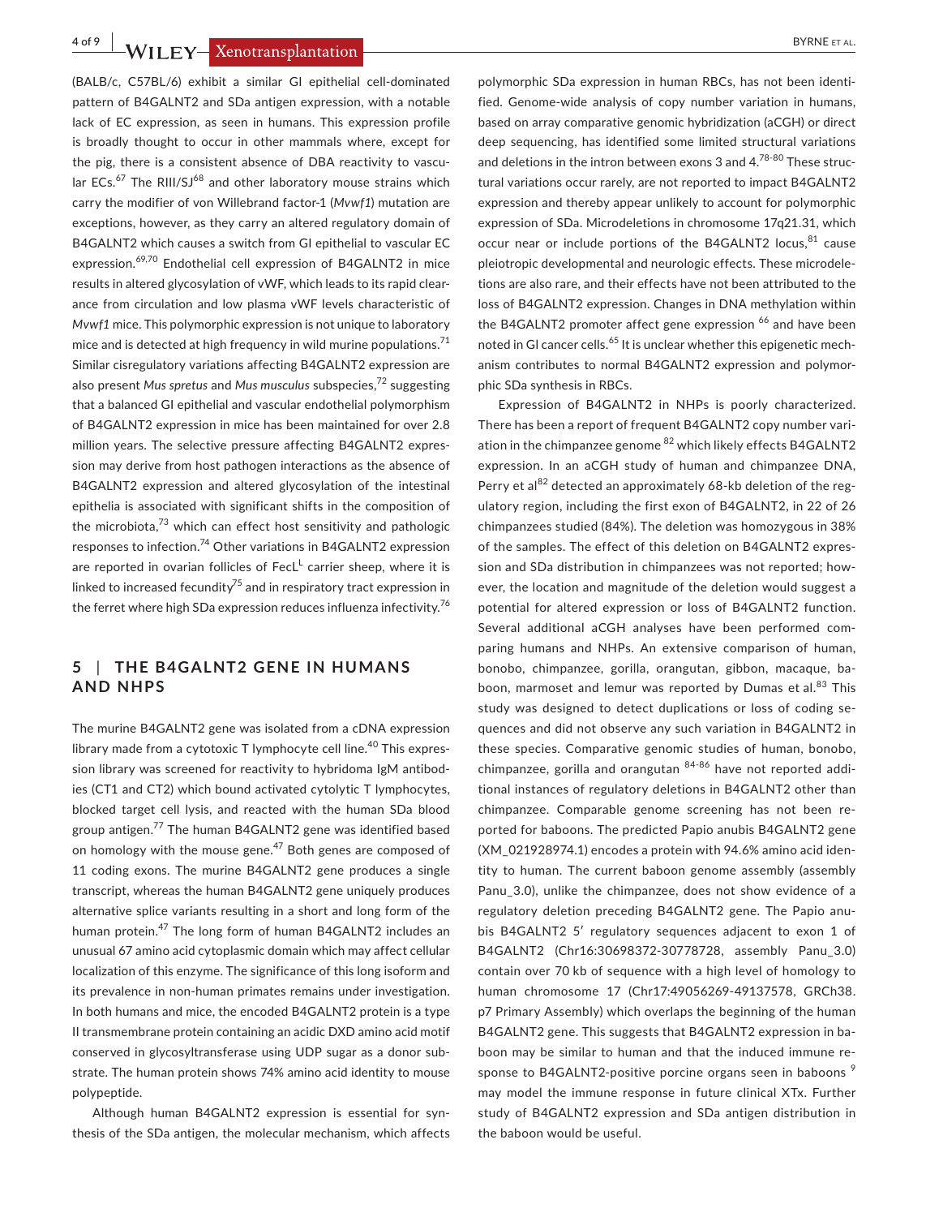(BALB/c, C57BL/6) exhibit a similar GI epithelial cell-dominated pattern of B4GALNT2 and SDa antigen expression, with a notable lack of EC expression, as seen in humans. This expression profile is broadly thought to occur in other mammals where, except for the pig, there is a consistent absence of DBA reactivity to vascular ECs.[67] The RIII/SJ[68] and other laboratory mouse strains which carry the modifier of von Willebrand factor-1 (*Mvwf1*) mutation are exceptions, however, as they carry an altered regulatory domain of B4GALNT2 which causes a switch from GI epithelial to vascular EC expression.[69,70] Endothelial cell expression of B4GALNT2 in mice results in altered glycosylation of vWF, which leads to its rapid clearance from circulation and low plasma vWF levels characteristic of *Mvwf1* mice. This polymorphic expression is not unique to laboratory mice and is detected at high frequency in wild murine populations.[71] Similar cisregulatory variations affecting B4GALNT2 expression are also present *Mus spretus* and *Mus musculus* subspecies,[72] suggesting that a balanced GI epithelial and vascular endothelial polymorphism of B4GALNT2 expression in mice has been maintained for over 2.8 million years. The selective pressure affecting B4GALNT2 expression may derive from host pathogen interactions as the absence of B4GALNT2 expression and altered glycosylation of the intestinal epithelia is associated with significant shifts in the composition of the microbiota,[73] which can effect host sensitivity and pathologic responses to infection.[74] Other variations in B4GALNT2 expression are reported in ovarian follicles of FecL$^{L}$ carrier sheep, where it is linked to increased fecundity[75] and in respiratory tract expression in the ferret where high SDa expression reduces influenza infectivity.[76]

## 5 | THE B4GALNT2 GENE IN HUMANS AND NHPS

The murine B4GALNT2 gene was isolated from a cDNA expression library made from a cytotoxic T lymphocyte cell line.[40] This expression library was screened for reactivity to hybridoma IgM antibodies (CT1 and CT2) which bound activated cytolytic T lymphocytes, blocked target cell lysis, and reacted with the human SDa blood group antigen.[77] The human B4GALNT2 gene was identified based on homology with the mouse gene.[47] Both genes are composed of 11 coding exons. The murine B4GALNT2 gene produces a single transcript, whereas the human B4GALNT2 gene uniquely produces alternative splice variants resulting in a short and long form of the human protein.[47] The long form of human B4GALNT2 includes an unusual 67 amino acid cytoplasmic domain which may affect cellular localization of this enzyme. The significance of this long isoform and its prevalence in non-human primates remains under investigation. In both humans and mice, the encoded B4GALNT2 protein is a type II transmembrane protein containing an acidic DXD amino acid motif conserved in glycosyltransferase using UDP sugar as a donor substrate. The human protein shows 74% amino acid identity to mouse polypeptide.

Although human B4GALNT2 expression is essential for synthesis of the SDa antigen, the molecular mechanism, which affects polymorphic SDa expression in human RBCs, has not been identified. Genome-wide analysis of copy number variation in humans, based on array comparative genomic hybridization (aCGH) or direct deep sequencing, has identified some limited structural variations and deletions in the intron between exons 3 and 4.[78-80] These structural variations occur rarely, are not reported to impact B4GALNT2 expression and thereby appear unlikely to account for polymorphic expression of SDa. Microdeletions in chromosome 17q21.31, which occur near or include portions of the B4GALNT2 locus,[81] cause pleiotropic developmental and neurologic effects. These microdeletions are also rare, and their effects have not been attributed to the loss of B4GALNT2 expression. Changes in DNA methylation within the B4GALNT2 promoter affect gene expression [66] and have been noted in GI cancer cells.[65] It is unclear whether this epigenetic mechanism contributes to normal B4GALNT2 expression and polymorphic SDa synthesis in RBCs.

Expression of B4GALNT2 in NHPs is poorly characterized. There has been a report of frequent B4GALNT2 copy number variation in the chimpanzee genome [82] which likely effects B4GALNT2 expression. In an aCGH study of human and chimpanzee DNA, Perry et al[82] detected an approximately 68-kb deletion of the regulatory region, including the first exon of B4GALNT2, in 22 of 26 chimpanzees studied (84%). The deletion was homozygous in 38% of the samples. The effect of this deletion on B4GALNT2 expression and SDa distribution in chimpanzees was not reported; however, the location and magnitude of the deletion would suggest a potential for altered expression or loss of B4GALNT2 function. Several additional aCGH analyses have been performed comparing humans and NHPs. An extensive comparison of human, bonobo, chimpanzee, gorilla, orangutan, gibbon, macaque, baboon, marmoset and lemur was reported by Dumas et al.[83] This study was designed to detect duplications or loss of coding sequences and did not observe any such variation in B4GALNT2 in these species. Comparative genomic studies of human, bonobo, chimpanzee, gorilla and orangutan [84-86] have not reported additional instances of regulatory deletions in B4GALNT2 other than chimpanzee. Comparable genome screening has not been reported for baboons. The predicted Papio anubis B4GALNT2 gene (XM_021928974.1) encodes a protein with 94.6% amino acid identity to human. The current baboon genome assembly (assembly Panu_3.0), unlike the chimpanzee, does not show evidence of a regulatory deletion preceding B4GALNT2 gene. The Papio anubis B4GALNT2 5′ regulatory sequences adjacent to exon 1 of B4GALNT2 (Chr16:30698372-30778728, assembly Panu_3.0) contain over 70 kb of sequence with a high level of homology to human chromosome 17 (Chr17:49056269-49137578, GRCh38.p7 Primary Assembly) which overlaps the beginning of the human B4GALNT2 gene. This suggests that B4GALNT2 expression in baboon may be similar to human and that the induced immune response to B4GALNT2-positive porcine organs seen in baboons [9] may model the immune response in future clinical XTx. Further study of B4GALNT2 expression and SDa antigen distribution in the baboon would be useful.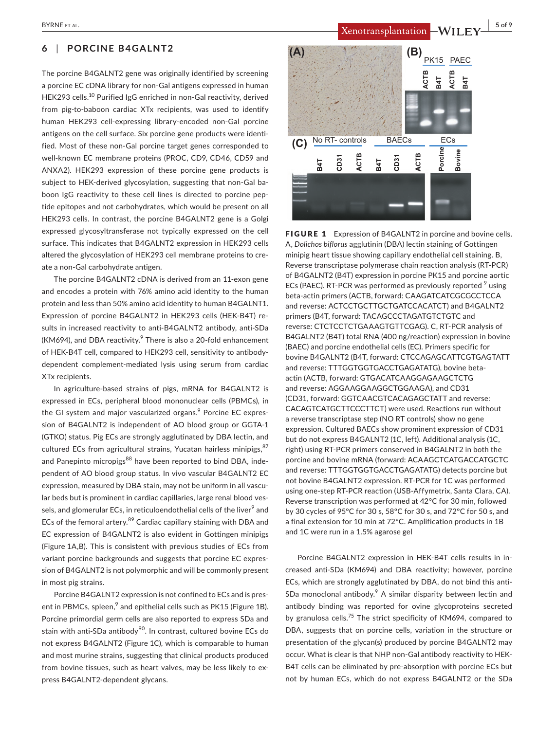## 6 | PORCINE B4GALNT2

The porcine B4GALNT2 gene was originally identified by screening a porcine EC cDNA library for non-Gal antigens expressed in human HEK293 cells.[10] Purified IgG enriched in non-Gal reactivity, derived from pig-to-baboon cardiac XTx recipients, was used to identify human HEK293 cell-expressing library-encoded non-Gal porcine antigens on the cell surface. Six porcine gene products were identified. Most of these non-Gal porcine target genes corresponded to well-known EC membrane proteins (PROC, CD9, CD46, CD59 and ANXA2). HEK293 expression of these porcine gene products is subject to HEK-derived glycosylation, suggesting that non-Gal baboon IgG reactivity to these cell lines is directed to porcine peptide epitopes and not carbohydrates, which would be present on all HEK293 cells. In contrast, the porcine B4GALNT2 gene is a Golgi expressed glycosyltransferase not typically expressed on the cell surface. This indicates that B4GALNT2 expression in HEK293 cells altered the glycosylation of HEK293 cell membrane proteins to create a non-Gal carbohydrate antigen.

The porcine B4GALNT2 cDNA is derived from an 11-exon gene and encodes a protein with 76% amino acid identity to the human protein and less than 50% amino acid identity to human B4GALNT1. Expression of porcine B4GALNT2 in HEK293 cells (HEK-B4T) results in increased reactivity to anti-B4GALNT2 antibody, anti-SDa (KM694), and DBA reactivity.[9] There is also a 20-fold enhancement of HEK-B4T cell, compared to HEK293 cell, sensitivity to antibody-dependent complement-mediated lysis using serum from cardiac XTx recipients.

In agriculture-based strains of pigs, mRNA for B4GALNT2 is expressed in ECs, peripheral blood mononuclear cells (PBMCs), in the GI system and major vascularized organs.[9] Porcine EC expression of B4GALNT2 is independent of AO blood group or GGTA-1 (GTKO) status. Pig ECs are strongly agglutinated by DBA lectin, and cultured ECs from agricultural strains, Yucatan hairless minipigs,[87] and Panepinto micropigs[88] have been reported to bind DBA, independent of AO blood group status. In vivo vascular B4GALNT2 EC expression, measured by DBA stain, may not be uniform in all vascular beds but is prominent in cardiac capillaries, large renal blood vessels, and glomerular ECs, in reticuloendothelial cells of the liver[9] and ECs of the femoral artery.[89] Cardiac capillary staining with DBA and EC expression of B4GALNT2 is also evident in Gottingen minipigs (Figure 1A,B). This is consistent with previous studies of ECs from variant porcine backgrounds and suggests that porcine EC expression of B4GALNT2 is not polymorphic and will be commonly present in most pig strains.

Porcine B4GALNT2 expression is not confined to ECs and is present in PBMCs, spleen,[9] and epithelial cells such as PK15 (Figure 1B). Porcine primordial germ cells are also reported to express SDa and stain with anti-SDa antibody[90]. In contrast, cultured bovine ECs do not express B4GALNT2 (Figure 1C), which is comparable to human and most murine strains, suggesting that clinical products produced from bovine tissues, such as heart valves, may be less likely to express B4GALNT2-dependent glycans.

**FIGURE 1** Expression of B4GALNT2 in porcine and bovine cells. A, *Dolichos biflorus* agglutinin (DBA) lectin staining of Gottingen minipig heart tissue showing capillary endothelial cell staining. B, Reverse transcriptase polymerase chain reaction analysis (RT-PCR) of B4GALNT2 (B4T) expression in porcine PK15 and porcine aortic ECs (PAEC). RT-PCR was performed as previously reported [9] using beta-actin primers (ACTB, forward: CAAGATCATCGCGCCTCCA and reverse: ACTCCTGCTTGCTGATCCACATCT) and B4GALNT2 primers (B4T, forward: TACAGCCCTAGATGTCTGTC and reverse: CTCTCCTCTGAAAGTGTTCGAG). C, RT-PCR analysis of B4GALNT2 (B4T) total RNA (400 ng/reaction) expression in bovine (BAEC) and porcine endothelial cells (EC). Primers specific for bovine B4GALNT2 (B4T, forward: CTCCAGAGCATTCGTGAGTATT and reverse: TTTGGTGGTGACCTGAGATATG), bovine beta-actin (ACTB, forward: GTGACATCAAGGAGAAGCTCTG and reverse: AGGAAGGAAGGCTGGAAGA), and CD31 (CD31, forward: GGTCAACGTCACAGAGCTATT and reverse: CACAGTCATGCTTCCCTTCT) were used. Reactions run without a reverse transcriptase step (NO RT controls) show no gene expression. Cultured BAECs show prominent expression of CD31 but do not express B4GALNT2 (1C, left). Additional analysis (1C, right) using RT-PCR primers conserved in B4GALNT2 in both the porcine and bovine mRNA (forward: ACAAGCTCATGACCATGCTC and reverse: TTTGGTGGTGACCTGAGATATG) detects porcine but not bovine B4GALNT2 expression. RT-PCR for 1C was performed using one-step RT-PCR reaction (USB-Affymetrix, Santa Clara, CA). Reverse transcription was performed at 42°C for 30 min, followed by 30 cycles of 95°C for 30 s, 58°C for 30 s, and 72°C for 50 s, and a final extension for 10 min at 72°C. Amplification products in 1B and 1C were run in a 1.5% agarose gel

Porcine B4GALNT2 expression in HEK-B4T cells results in increased anti-SDa (KM694) and DBA reactivity; however, porcine ECs, which are strongly agglutinated by DBA, do not bind this anti-SDa monoclonal antibody.[9] A similar disparity between lectin and antibody binding was reported for ovine glycoproteins secreted by granulosa cells.[75] The strict specificity of KM694, compared to DBA, suggests that on porcine cells, variation in the structure or presentation of the glycan(s) produced by porcine B4GALNT2 may occur. What is clear is that NHP non-Gal antibody reactivity to HEK-B4T cells can be eliminated by pre-absorption with porcine ECs but not by human ECs, which do not express B4GALNT2 or the SDa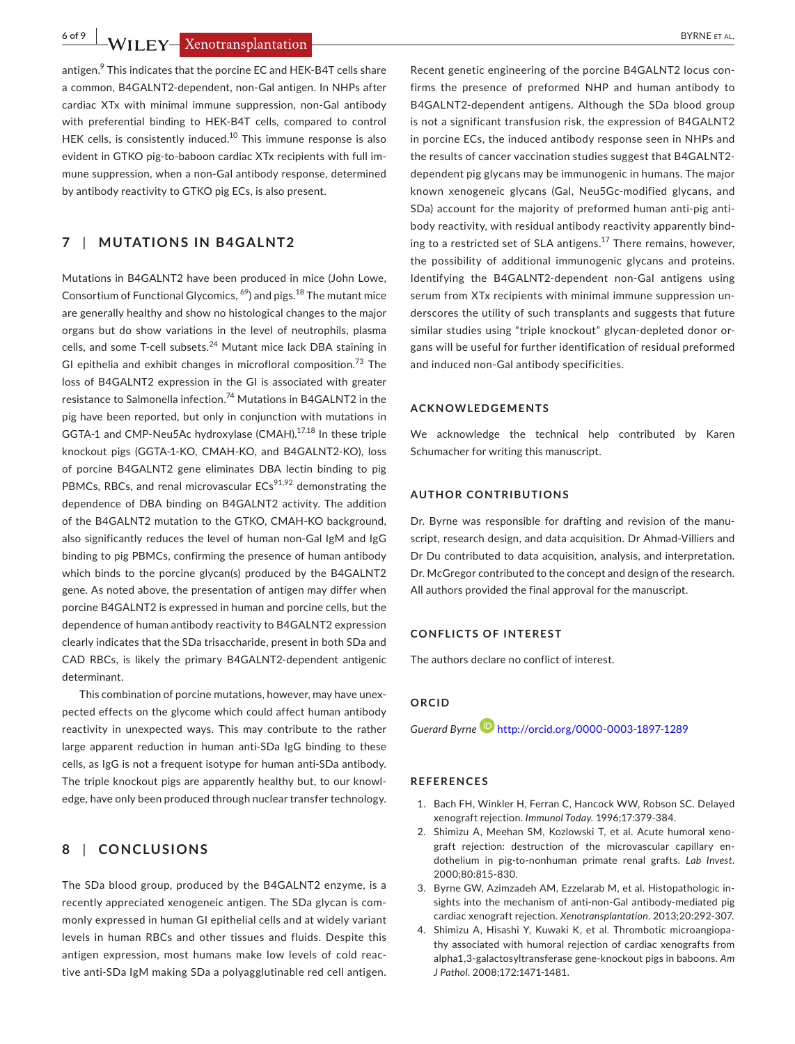antigen.[9] This indicates that the porcine EC and HEK-B4T cells share a common, B4GALNT2-dependent, non-Gal antigen. In NHPs after cardiac XTx with minimal immune suppression, non-Gal antibody with preferential binding to HEK-B4T cells, compared to control HEK cells, is consistently induced.[10] This immune response is also evident in GTKO pig-to-baboon cardiac XTx recipients with full immune suppression, when a non-Gal antibody response, determined by antibody reactivity to GTKO pig ECs, is also present.

## 7 | MUTATIONS IN B4GALNT2

Mutations in B4GALNT2 have been produced in mice (John Lowe, Consortium of Functional Glycomics, [69]) and pigs.[18] The mutant mice are generally healthy and show no histological changes to the major organs but do show variations in the level of neutrophils, plasma cells, and some T-cell subsets.[24] Mutant mice lack DBA staining in GI epithelia and exhibit changes in microfloral composition.[73] The loss of B4GALNT2 expression in the GI is associated with greater resistance to Salmonella infection.[74] Mutations in B4GALNT2 in the pig have been reported, but only in conjunction with mutations in GGTA-1 and CMP-Neu5Ac hydroxylase (CMAH).[17,18] In these triple knockout pigs (GGTA-1-KO, CMAH-KO, and B4GALNT2-KO), loss of porcine B4GALNT2 gene eliminates DBA lectin binding to pig PBMCs, RBCs, and renal microvascular ECs[91,92] demonstrating the dependence of DBA binding on B4GALNT2 activity. The addition of the B4GALNT2 mutation to the GTKO, CMAH-KO background, also significantly reduces the level of human non-Gal IgM and IgG binding to pig PBMCs, confirming the presence of human antibody which binds to the porcine glycan(s) produced by the B4GALNT2 gene. As noted above, the presentation of antigen may differ when porcine B4GALNT2 is expressed in human and porcine cells, but the dependence of human antibody reactivity to B4GALNT2 expression clearly indicates that the SDa trisaccharide, present in both SDa and CAD RBCs, is likely the primary B4GALNT2-dependent antigenic determinant.

This combination of porcine mutations, however, may have unexpected effects on the glycome which could affect human antibody reactivity in unexpected ways. This may contribute to the rather large apparent reduction in human anti-SDa IgG binding to these cells, as IgG is not a frequent isotype for human anti-SDa antibody. The triple knockout pigs are apparently healthy but, to our knowledge, have only been produced through nuclear transfer technology.

## 8 | CONCLUSIONS

The SDa blood group, produced by the B4GALNT2 enzyme, is a recently appreciated xenogeneic antigen. The SDa glycan is commonly expressed in human GI epithelial cells and at widely variant levels in human RBCs and other tissues and fluids. Despite this antigen expression, most humans make low levels of cold reactive anti-SDa IgM making SDa a polyagglutinable red cell antigen. Recent genetic engineering of the porcine B4GALNT2 locus confirms the presence of preformed NHP and human antibody to B4GALNT2-dependent antigens. Although the SDa blood group is not a significant transfusion risk, the expression of B4GALNT2 in porcine ECs, the induced antibody response seen in NHPs and the results of cancer vaccination studies suggest that B4GALNT2-dependent pig glycans may be immunogenic in humans. The major known xenogeneic glycans (Gal, Neu5Gc-modified glycans, and SDa) account for the majority of preformed human anti-pig antibody reactivity, with residual antibody reactivity apparently binding to a restricted set of SLA antigens.[17] There remains, however, the possibility of additional immunogenic glycans and proteins. Identifying the B4GALNT2-dependent non-Gal antigens using serum from XTx recipients with minimal immune suppression underscores the utility of such transplants and suggests that future similar studies using "triple knockout" glycan-depleted donor organs will be useful for further identification of residual preformed and induced non-Gal antibody specificities.

### ACKNOWLEDGEMENTS

We acknowledge the technical help contributed by Karen Schumacher for writing this manuscript.

### AUTHOR CONTRIBUTIONS

Dr. Byrne was responsible for drafting and revision of the manuscript, research design, and data acquisition. Dr Ahmad-Villiers and Dr Du contributed to data acquisition, analysis, and interpretation. Dr. McGregor contributed to the concept and design of the research. All authors provided the final approval for the manuscript.

### CONFLICTS OF INTEREST

The authors declare no conflict of interest.

### ORCID

*Guerard Byrne* http://orcid.org/0000-0003-1897-1289

### REFERENCES

1. Bach FH, Winkler H, Ferran C, Hancock WW, Robson SC. Delayed xenograft rejection. *Immunol Today*. 1996;17:379-384.
2. Shimizu A, Meehan SM, Kozlowski T, et al. Acute humoral xenograft rejection: destruction of the microvascular capillary endothelium in pig-to-nonhuman primate renal grafts. *Lab Invest*. 2000;80:815-830.
3. Byrne GW, Azimzadeh AM, Ezzelarab M, et al. Histopathologic insights into the mechanism of anti-non-Gal antibody-mediated pig cardiac xenograft rejection. *Xenotransplantation*. 2013;20:292-307.
4. Shimizu A, Hisashi Y, Kuwaki K, et al. Thrombotic microangiopathy associated with humoral rejection of cardiac xenografts from alpha1,3-galactosyltransferase gene-knockout pigs in baboons. *Am J Pathol*. 2008;172:1471-1481.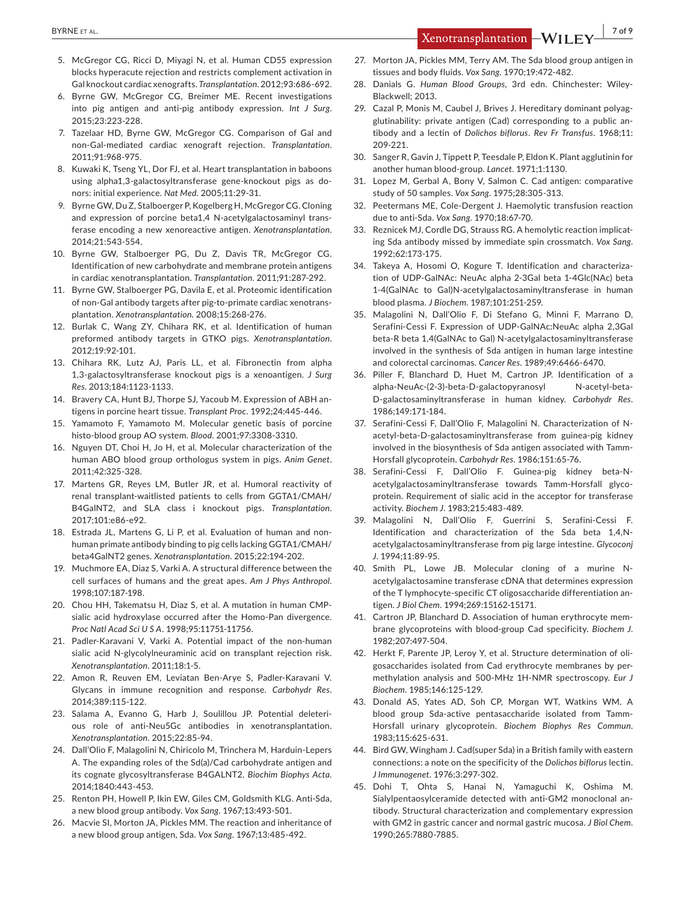5. McGregor CG, Ricci D, Miyagi N, et al. Human CD55 expression blocks hyperacute rejection and restricts complement activation in Gal knockout cardiac xenografts. *Transplantation*. 2012;93:686-692.
6. Byrne GW, McGregor CG, Breimer ME. Recent investigations into pig antigen and anti-pig antibody expression. *Int J Surg*. 2015;23:223-228.
7. Tazelaar HD, Byrne GW, McGregor CG. Comparison of Gal and non-Gal-mediated cardiac xenograft rejection. *Transplantation*. 2011;91:968-975.
8. Kuwaki K, Tseng YL, Dor FJ, et al. Heart transplantation in baboons using alpha1,3-galactosyltransferase gene-knockout pigs as donors: initial experience. *Nat Med*. 2005;11:29-31.
9. Byrne GW, Du Z, Stalboerger P, Kogelberg H, McGregor CG. Cloning and expression of porcine beta1,4 N-acetylgalactosaminyl transferase encoding a new xenoreactive antigen. *Xenotransplantation*. 2014;21:543-554.
10. Byrne GW, Stalboerger PG, Du Z, Davis TR, McGregor CG. Identification of new carbohydrate and membrane protein antigens in cardiac xenotransplantation. *Transplantation*. 2011;91:287-292.
11. Byrne GW, Stalboerger PG, Davila E, et al. Proteomic identification of non-Gal antibody targets after pig-to-primate cardiac xenotransplantation. *Xenotransplantation*. 2008;15:268-276.
12. Burlak C, Wang ZY, Chihara RK, et al. Identification of human preformed antibody targets in GTKO pigs. *Xenotransplantation*. 2012;19:92-101.
13. Chihara RK, Lutz AJ, Paris LL, et al. Fibronectin from alpha 1,3-galactosyltransferase knockout pigs is a xenoantigen. *J Surg Res*. 2013;184:1123-1133.
14. Bravery CA, Hunt BJ, Thorpe SJ, Yacoub M. Expression of ABH antigens in porcine heart tissue. *Transplant Proc*. 1992;24:445-446.
15. Yamamoto F, Yamamoto M. Molecular genetic basis of porcine histo-blood group AO system. *Blood*. 2001;97:3308-3310.
16. Nguyen DT, Choi H, Jo H, et al. Molecular characterization of the human ABO blood group orthologus system in pigs. *Anim Genet*. 2011;42:325-328.
17. Martens GR, Reyes LM, Butler JR, et al. Humoral reactivity of renal transplant-waitlisted patients to cells from GGTA1/CMAH/B4GalNT2, and SLA class i knockout pigs. *Transplantation*. 2017;101:e86-e92.
18. Estrada JL, Martens G, Li P, et al. Evaluation of human and non-human primate antibody binding to pig cells lacking GGTA1/CMAH/beta4GalNT2 genes. *Xenotransplantation*. 2015;22:194-202.
19. Muchmore EA, Diaz S, Varki A. A structural difference between the cell surfaces of humans and the great apes. *Am J Phys Anthropol*. 1998;107:187-198.
20. Chou HH, Takematsu H, Diaz S, et al. A mutation in human CMP-sialic acid hydroxylase occurred after the Homo-Pan divergence. *Proc Natl Acad Sci U S A*. 1998;95:11751-11756.
21. Padler-Karavani V, Varki A. Potential impact of the non-human sialic acid N-glycolylneuraminic acid on transplant rejection risk. *Xenotransplantation*. 2011;18:1-5.
22. Amon R, Reuven EM, Leviatan Ben-Arye S, Padler-Karavani V. Glycans in immune recognition and response. *Carbohydr Res*. 2014;389:115-122.
23. Salama A, Evanno G, Harb J, Soulillou JP. Potential deleterious role of anti-Neu5Gc antibodies in xenotransplantation. *Xenotransplantation*. 2015;22:85-94.
24. Dall'Olio F, Malagolini N, Chiricolo M, Trinchera M, Harduin-Lepers A. The expanding roles of the Sd(a)/Cad carbohydrate antigen and its cognate glycosyltransferase B4GALNT2. *Biochim Biophys Acta*. 2014;1840:443-453.
25. Renton PH, Howell P, Ikin EW, Giles CM, Goldsmith KLG. Anti-Sda, a new blood group antibody. *Vox Sang*. 1967;13:493-501.
26. Macvie SI, Morton JA, Pickles MM. The reaction and inheritance of a new blood group antigen, Sda. *Vox Sang*. 1967;13:485-492.
27. Morton JA, Pickles MM, Terry AM. The Sda blood group antigen in tissues and body fluids. *Vox Sang*. 1970;19:472-482.
28. Danials G. *Human Blood Groups*, 3rd edn. Chinchester: Wiley-Blackwell; 2013.
29. Cazal P, Monis M, Caubel J, Brives J. Hereditary dominant polyagglutinability: private antigen (Cad) corresponding to a public antibody and a lectin of *Dolichos biflorus*. *Rev Fr Transfus*. 1968;11:209-221.
30. Sanger R, Gavin J, Tippett P, Teesdale P, Eldon K. Plant agglutinin for another human blood-group. *Lancet*. 1971;1:1130.
31. Lopez M, Gerbal A, Bony V, Salmon C. Cad antigen: comparative study of 50 samples. *Vox Sang*. 1975;28:305-313.
32. Peetermans ME, Cole-Dergent J. Haemolytic transfusion reaction due to anti-Sda. *Vox Sang*. 1970;18:67-70.
33. Reznicek MJ, Cordle DG, Strauss RG. A hemolytic reaction implicating Sda antibody missed by immediate spin crossmatch. *Vox Sang*. 1992;62:173-175.
34. Takeya A, Hosomi O, Kogure T. Identification and characterization of UDP-GalNAc: NeuAc alpha 2-3Gal beta 1-4Glc(NAc) beta 1-4(GalNAc to Gal)N-acetylgalactosaminyltransferase in human blood plasma. *J Biochem*. 1987;101:251-259.
35. Malagolini N, Dall'Olio F, Di Stefano G, Minni F, Marrano D, Serafini-Cessi F. Expression of UDP-GalNAc:NeuAc alpha 2,3Gal beta-R beta 1,4(GalNAc to Gal) N-acetylgalactosaminyltransferase involved in the synthesis of Sda antigen in human large intestine and colorectal carcinomas. *Cancer Res*. 1989;49:6466-6470.
36. Piller F, Blanchard D, Huet M, Cartron JP. Identification of a alpha-NeuAc-(2-3)-beta-D-galactopyranosyl N-acetyl-beta-D-galactosaminyltransferase in human kidney. *Carbohydr Res*. 1986;149:171-184.
37. Serafini-Cessi F, Dall'Olio F, Malagolini N. Characterization of N-acetyl-beta-D-galactosaminyltransferase from guinea-pig kidney involved in the biosynthesis of Sda antigen associated with Tamm-Horsfall glycoprotein. *Carbohydr Res*. 1986;151:65-76.
38. Serafini-Cessi F, Dall'Olio F. Guinea-pig kidney beta-N-acetylgalactosaminyltransferase towards Tamm-Horsfall glycoprotein. Requirement of sialic acid in the acceptor for transferase activity. *Biochem J*. 1983;215:483-489.
39. Malagolini N, Dall'Olio F, Guerrini S, Serafini-Cessi F. Identification and characterization of the Sda beta 1,4,N-acetylgalactosaminyltransferase from pig large intestine. *Glycoconj J*. 1994;11:89-95.
40. Smith PL, Lowe JB. Molecular cloning of a murine N-acetylgalactosamine transferase cDNA that determines expression of the T lymphocyte-specific CT oligosaccharide differentiation antigen. *J Biol Chem*. 1994;269:15162-15171.
41. Cartron JP, Blanchard D. Association of human erythrocyte membrane glycoproteins with blood-group Cad specificity. *Biochem J*. 1982;207:497-504.
42. Herkt F, Parente JP, Leroy Y, et al. Structure determination of oligosaccharides isolated from Cad erythrocyte membranes by permethylation analysis and 500-MHz 1H-NMR spectroscopy. *Eur J Biochem*. 1985;146:125-129.
43. Donald AS, Yates AD, Soh CP, Morgan WT, Watkins WM. A blood group Sda-active pentasaccharide isolated from Tamm-Horsfall urinary glycoprotein. *Biochem Biophys Res Commun*. 1983;115:625-631.
44. Bird GW, Wingham J. Cad(super Sda) in a British family with eastern connections: a note on the specificity of the *Dolichos biflorus* lectin. *J Immunogenet*. 1976;3:297-302.
45. Dohi T, Ohta S, Hanai N, Yamaguchi K, Oshima M. Sialylpentaosylceramide detected with anti-GM2 monoclonal antibody. Structural characterization and complementary expression with GM2 in gastric cancer and normal gastric mucosa. *J Biol Chem*. 1990;265:7880-7885.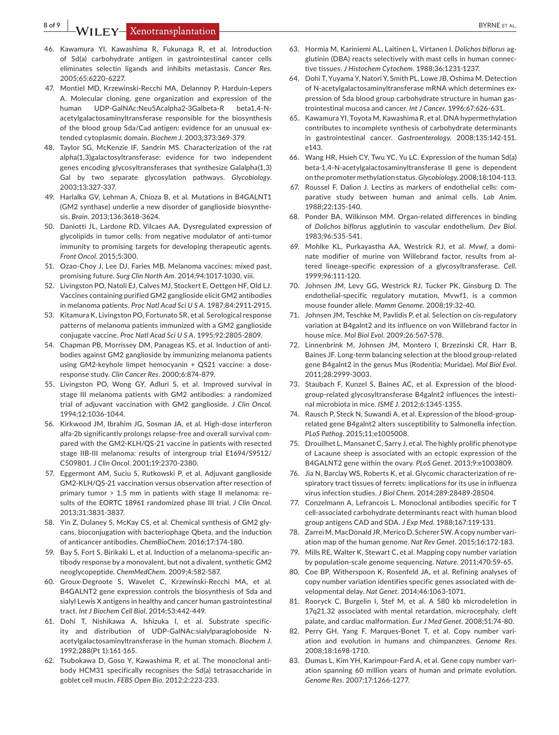46. Kawamura YI, Kawashima R, Fukunaga R, et al. Introduction of Sd(a) carbohydrate antigen in gastrointestinal cancer cells eliminates selectin ligands and inhibits metastasis. *Cancer Res*. 2005;65:6220-6227.
47. Montiel MD, Krzewinski-Recchi MA, Delannoy P, Harduin-Lepers A. Molecular cloning, gene organization and expression of the human UDP-GalNAc:Neu5Acalpha2-3Galbeta-R beta1,4-N-acetylgalactosaminyltransferase responsible for the biosynthesis of the blood group Sda/Cad antigen: evidence for an unusual extended cytoplasmic domain. *Biochem J*. 2003;373:369-379.
48. Taylor SG, McKenzie IF, Sandrin MS. Characterization of the rat alpha(1,3)galactosyltransferase: evidence for two independent genes encoding glycosyltransferases that synthesize Galalpha(1,3) Gal by two separate glycosylation pathways. *Glycobiology*. 2003;13:327-337.
49. Harlalka GV, Lehman A, Chioza B, et al. Mutations in B4GALNT1 (GM2 synthase) underlie a new disorder of ganglioside biosynthesis. *Brain*. 2013;136:3618-3624.
50. Daniotti JL, Lardone RD, Vilcaes AA. Dysregulated expression of glycolipids in tumor cells: from negative modulator of anti-tumor immunity to promising targets for developing therapeutic agents. *Front Oncol*. 2015;5:300.
51. Ozao-Choy J, Lee DJ, Faries MB. Melanoma vaccines: mixed past, promising future. *Surg Clin North Am*. 2014;94:1017-1030, viii.
52. Livingston PO, Natoli EJ, Calves MJ, Stockert E, Oettgen HF, Old LJ. Vaccines containing purified GM2 ganglioside elicit GM2 antibodies in melanoma patients. *Proc Natl Acad Sci U S A*. 1987;84:2911-2915.
53. Kitamura K, Livingston PO, Fortunato SR, et al. Serological response patterns of melanoma patients immunized with a GM2 ganglioside conjugate vaccine. *Proc Natl Acad Sci U S A*. 1995;92:2805-2809.
54. Chapman PB, Morrissey DM, Panageas KS, et al. Induction of antibodies against GM2 ganglioside by immunizing melanoma patients using GM2-keyhole limpet hemocyanin + QS21 vaccine: a dose-response study. *Clin Cancer Res*. 2000;6:874-879.
55. Livingston PO, Wong GY, Adluri S, et al. Improved survival in stage III melanoma patients with GM2 antibodies: a randomized trial of adjuvant vaccination with GM2 ganglioside. *J Clin Oncol*. 1994;12:1036-1044.
56. Kirkwood JM, Ibrahim JG, Sosman JA, et al. High-dose interferon alfa-2b significantly prolongs relapse-free and overall survival compared with the GM2-KLH/QS-21 vaccine in patients with resected stage IIB-III melanoma: results of intergroup trial E1694/S9512/C509801. *J Clin Oncol*. 2001;19:2370-2380.
57. Eggermont AM, Suciu S, Rutkowski P, et al. Adjuvant ganglioside GM2-KLH/QS-21 vaccination versus observation after resection of primary tumor > 1.5 mm in patients with stage II melanoma: results of the EORTC 18961 randomized phase III trial. *J Clin Oncol*. 2013;31:3831-3837.
58. Yin Z, Dulaney S, McKay CS, et al. Chemical synthesis of GM2 glycans, bioconjugation with bacteriophage Qbeta, and the induction of anticancer antibodies. *ChemBioChem*. 2016;17:174-180.
59. Bay S, Fort S, Birikaki L, et al. Induction of a melanoma-specific antibody response by a monovalent, but not a divalent, synthetic GM2 neoglycopeptide. *ChemMedChem*. 2009;4:582-587.
60. Groux-Degroote S, Wavelet C, Krzewinski-Recchi MA, et al. B4GALNT2 gene expression controls the biosynthesis of Sda and sialyl Lewis X antigens in healthy and cancer human gastrointestinal tract. *Int J Biochem Cell Biol*. 2014;53:442-449.
61. Dohi T, Nishikawa A, Ishizuka I, et al. Substrate specificity and distribution of UDP-GalNAc:sialylparagloboside N-acetylgalactosaminyltransferase in the human stomach. *Biochem J*. 1992;288(Pt 1):161-165.
62. Tsubokawa D, Goso Y, Kawashima R, et al. The monoclonal antibody HCM31 specifically recognises the Sd(a) tetrasaccharide in goblet cell mucin. *FEBS Open Bio*. 2012;2:223-233.
63. Hormia M, Kariniemi AL, Laitinen L, Virtanen I. *Dolichos biflorus* agglutinin (DBA) reacts selectively with mast cells in human connective tissues. *J Histochem Cytochem*. 1988;36:1231-1237.
64. Dohi T, Yuyama Y, Natori Y, Smith PL, Lowe JB, Oshima M. Detection of N-acetylgalactosaminyltransferase mRNA which determines expression of Sda blood group carbohydrate structure in human gastrointestinal mucosa and cancer. *Int J Cancer*. 1996;67:626-631.
65. Kawamura YI, Toyota M, Kawashima R, et al. DNA hypermethylation contributes to incomplete synthesis of carbohydrate determinants in gastrointestinal cancer. *Gastroenterology*. 2008;135:142-151. e143.
66. Wang HR, Hsieh CY, Twu YC, Yu LC. Expression of the human Sd(a) beta-1,4-N-acetylgalactosaminyltransferase II gene is dependent on the promoter methylation status. *Glycobiology*. 2008;18:104-113.
67. Roussel F, Dalion J. Lectins as markers of endothelial cells: comparative study between human and animal cells. *Lab Anim*. 1988;22:135-140.
68. Ponder BA, Wilkinson MM. Organ-related differences in binding of *Dolichos biflorus* agglutinin to vascular endothelium. *Dev Biol*. 1983;96:535-541.
69. Mohlke KL, Purkayastha AA, Westrick RJ, et al. *Mvwf*, a dominate modifier of murine von Willebrand factor, results from altered lineage-specific expression of a glycosyltransferase. *Cell*. 1999;96:111-120.
70. Johnsen JM, Levy GG, Westrick RJ, Tucker PK, Ginsburg D. The endothelial-specific regulatory mutation, Mvwf1, is a common mouse founder allele. *Mamm Genome*. 2008;19:32-40.
71. Johnsen JM, Teschke M, Pavlidis P, et al. Selection on cis-regulatory variation at B4galnt2 and its influence on von Willebrand factor in house mice. *Mol Biol Evol*. 2009;26:567-578.
72. Linnenbrink M, Johnsen JM, Montero I, Brzezinski CR, Harr B, Baines JF. Long-term balancing selection at the blood group-related gene B4galnt2 in the genus Mus (Rodentia; Muridae). *Mol Biol Evol*. 2011;28:2999-3003.
73. Staubach F, Kunzel S, Baines AC, et al. Expression of the blood-group-related glycosyltransferase B4galnt2 influences the intestinal microbiota in mice. *ISME J*. 2012;6:1345-1355.
74. Rausch P, Steck N, Suwandi A, et al. Expression of the blood-group-related gene B4galnt2 alters susceptibility to Salmonella infection. *PLoS Pathog*. 2015;11:e1005008.
75. Drouilhet L, Mansanet C, Sarry J, et al. The highly prolific phenotype of Lacaune sheep is associated with an ectopic expression of the B4GALNT2 gene within the ovary. *PLoS Genet*. 2013;9:e1003809.
76. Jia N, Barclay WS, Roberts K, et al. Glycomic characterization of respiratory tract tissues of ferrets: implications for its use in influenza virus infection studies. *J Biol Chem*. 2014;289:28489-28504.
77. Conzelmann A, Lefrancois L. Monoclonal antibodies specific for T cell-associated carbohydrate determinants react with human blood group antigens CAD and SDA. *J Exp Med*. 1988;167:119-131.
78. Zarrei M, MacDonald JR, Merico D, Scherer SW. A copy number variation map of the human genome. *Nat Rev Genet*. 2015;16:172-183.
79. Mills RE, Walter K, Stewart C, et al. Mapping copy number variation by population-scale genome sequencing. *Nature*. 2011;470:59-65.
80. Coe BP, Witherspoon K, Rosenfeld JA, et al. Refining analyses of copy number variation identifies specific genes associated with developmental delay. *Nat Genet*. 2014;46:1063-1071.
81. Rooryck C, Burgelin I, Stef M, et al. A 580 kb microdeletion in 17q21.32 associated with mental retardation, microcephaly, cleft palate, and cardiac malformation. *Eur J Med Genet*. 2008;51:74-80.
82. Perry GH, Yang F, Marques-Bonet T, et al. Copy number variation and evolution in humans and chimpanzees. *Genome Res*. 2008;18:1698-1710.
83. Dumas L, Kim YH, Karimpour-Fard A, et al. Gene copy number variation spanning 60 million years of human and primate evolution. *Genome Res*. 2007;17:1266-1277.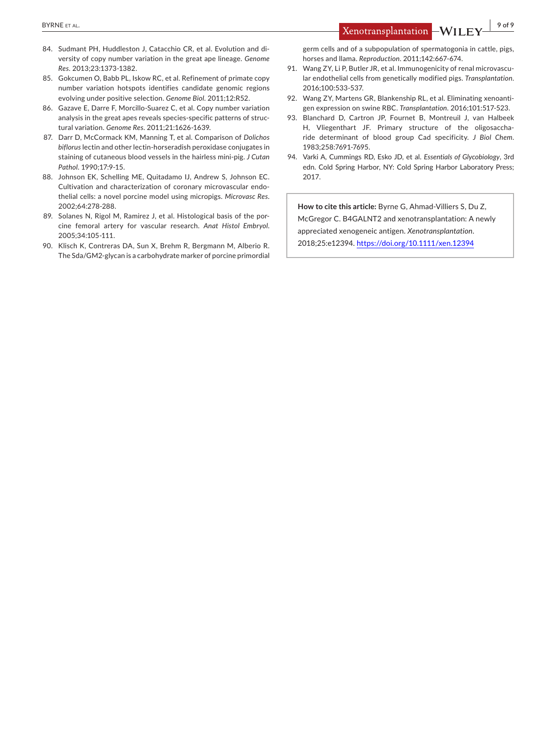84. Sudmant PH, Huddleston J, Catacchio CR, et al. Evolution and diversity of copy number variation in the great ape lineage. *Genome Res*. 2013;23:1373-1382.
85. Gokcumen O, Babb PL, Iskow RC, et al. Refinement of primate copy number variation hotspots identifies candidate genomic regions evolving under positive selection. *Genome Biol*. 2011;12:R52.
86. Gazave E, Darre F, Morcillo-Suarez C, et al. Copy number variation analysis in the great apes reveals species-specific patterns of structural variation. *Genome Res*. 2011;21:1626-1639.
87. Darr D, McCormack KM, Manning T, et al. Comparison of *Dolichos biflorus* lectin and other lectin-horseradish peroxidase conjugates in staining of cutaneous blood vessels in the hairless mini-pig. *J Cutan Pathol*. 1990;17:9-15.
88. Johnson EK, Schelling ME, Quitadamo IJ, Andrew S, Johnson EC. Cultivation and characterization of coronary microvascular endothelial cells: a novel porcine model using micropigs. *Microvasc Res*. 2002;64:278-288.
89. Solanes N, Rigol M, Ramirez J, et al. Histological basis of the porcine femoral artery for vascular research. *Anat Histol Embryol*. 2005;34:105-111.
90. Klisch K, Contreras DA, Sun X, Brehm R, Bergmann M, Alberio R. The Sda/GM2-glycan is a carbohydrate marker of porcine primordial germ cells and of a subpopulation of spermatogonia in cattle, pigs, horses and llama. *Reproduction*. 2011;142:667-674.
91. Wang ZY, Li P, Butler JR, et al. Immunogenicity of renal microvascular endothelial cells from genetically modified pigs. *Transplantation*. 2016;100:533-537.
92. Wang ZY, Martens GR, Blankenship RL, et al. Eliminating xenoantigen expression on swine RBC. *Transplantation*. 2016;101:517-523.
93. Blanchard D, Cartron JP, Fournet B, Montreuil J, van Halbeek H, Vliegenthart JF. Primary structure of the oligosaccharide determinant of blood group Cad specificity. *J Biol Chem*. 1983;258:7691-7695.
94. Varki A, Cummings RD, Esko JD, et al. *Essentials of Glycobiology*, 3rd edn. Cold Spring Harbor, NY: Cold Spring Harbor Laboratory Press; 2017.

**How to cite this article:** Byrne G, Ahmad-Villiers S, Du Z, McGregor C. B4GALNT2 and xenotransplantation: A newly appreciated xenogeneic antigen. *Xenotransplantation*. 2018;25:e12394. https://doi.org/10.1111/xen.12394